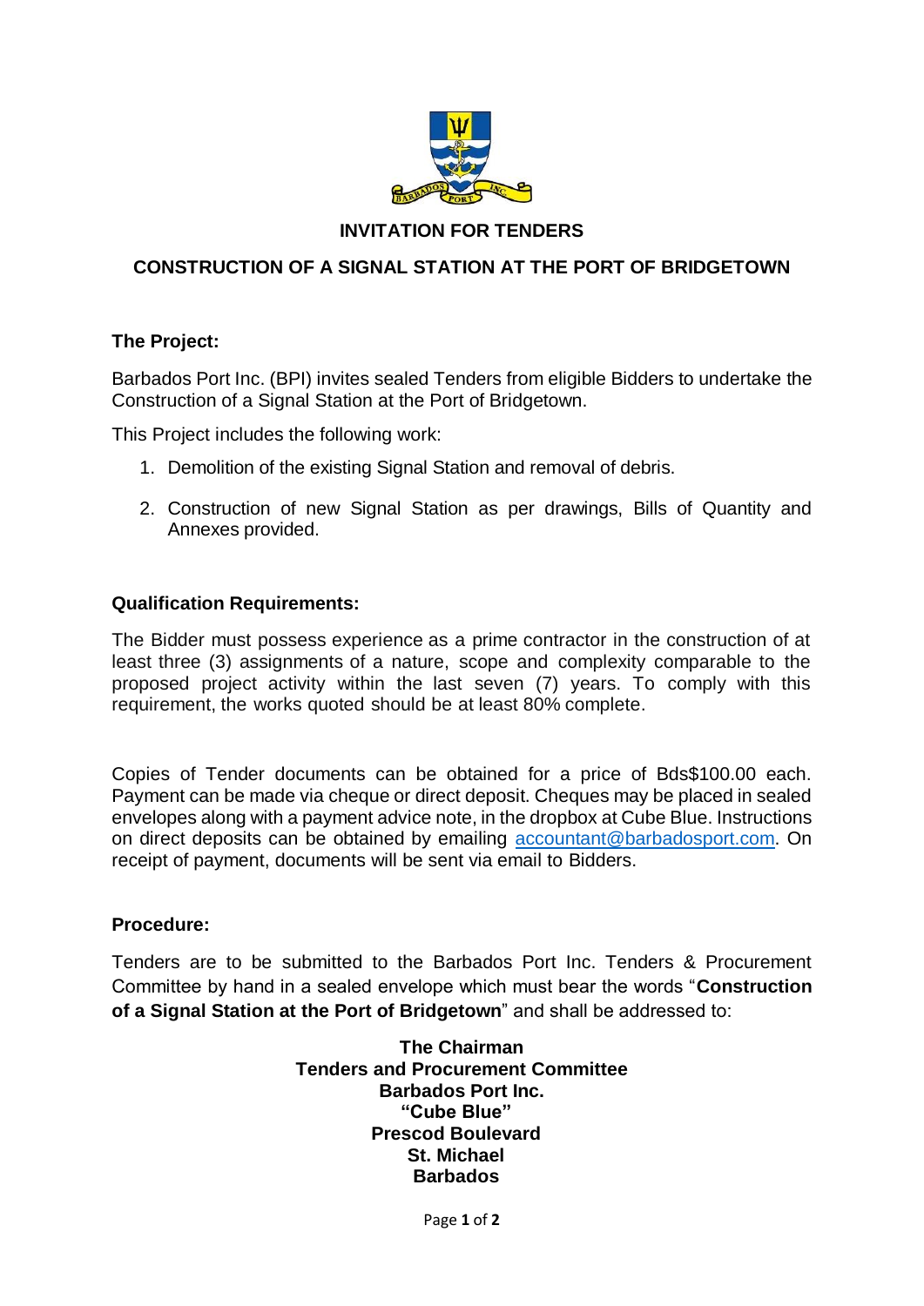## INVITATION FOR TENDERS

## CONSTRUCTION OF A SIGNAL STATION AT THE PORT OF BRIDGETOWN

### The Project:

Barbados Port Inc. (BPI) invites sealed Tenders from eligible Bidders to undertake the Construction of a Signal Station at the Port of Bridgetown.

This Project includes the following work:

1. Demolition of the existing Signal Station and removal of debris.
2. Construction of new Signal Station as per drawings, Bills of Quantity and Annexes provided.

### Qualification Requirements:

The Bidder must possess experience as a prime contractor in the construction of at least three (3) assignments of a nature, scope and complexity comparable to the proposed project activity within the last seven (7) years. To comply with this requirement, the works quoted should be at least 80% complete.

Copies of Tender documents can be obtained for a price of Bds$100.00 each. Payment can be made via cheque or direct deposit. Cheques may be placed in sealed envelopes along with a payment advice note, in the dropbox at Cube Blue. Instructions on direct deposits can be obtained by emailing accountant@barbadosport.com. On receipt of payment, documents will be sent via email to Bidders.

### Procedure:

Tenders are to be submitted to the Barbados Port Inc. Tenders & Procurement Committee by hand in a sealed envelope which must bear the words "**Construction of a Signal Station at the Port of Bridgetown**" and shall be addressed to:

**The Chairman**
**Tenders and Procurement Committee**
**Barbados Port Inc.**
**"Cube Blue"**
**Prescod Boulevard**
**St. Michael**
**Barbados**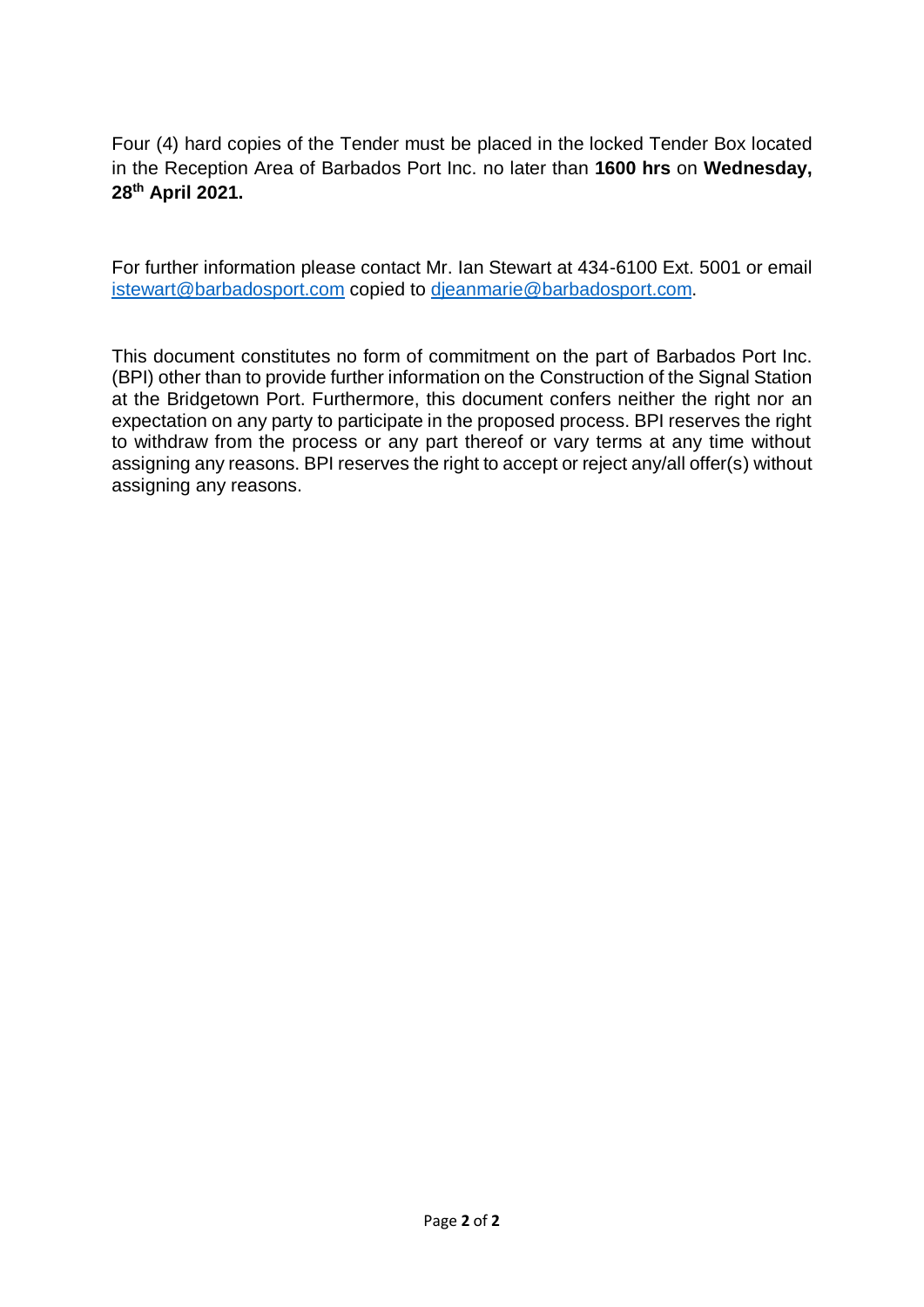Four (4) hard copies of the Tender must be placed in the locked Tender Box located in the Reception Area of Barbados Port Inc. no later than **1600 hrs** on **Wednesday, 28th April 2021.**

For further information please contact Mr. Ian Stewart at 434-6100 Ext. 5001 or email istewart@barbadosport.com copied to djeanmarie@barbadosport.com.

This document constitutes no form of commitment on the part of Barbados Port Inc. (BPI) other than to provide further information on the Construction of the Signal Station at the Bridgetown Port. Furthermore, this document confers neither the right nor an expectation on any party to participate in the proposed process. BPI reserves the right to withdraw from the process or any part thereof or vary terms at any time without assigning any reasons. BPI reserves the right to accept or reject any/all offer(s) without assigning any reasons.